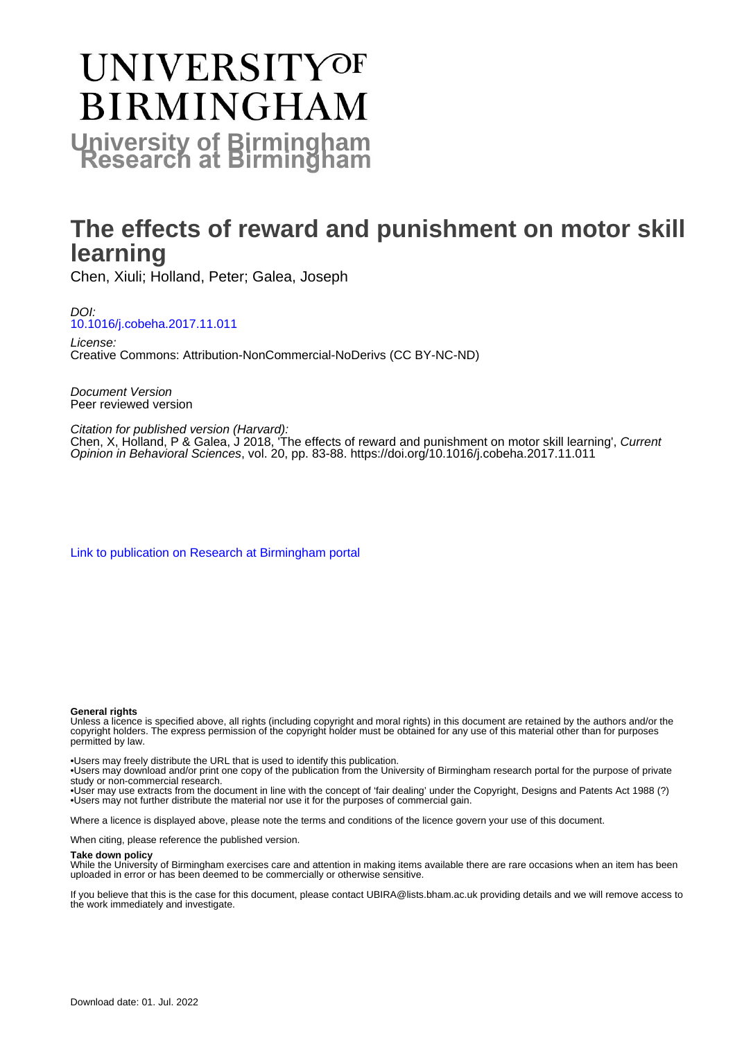# UNIVERSITY OF BIRMINGHAM

**University of Birmingham Research at Birmingham**

# The effects of reward and punishment on motor skill learning

Chen, Xiuli; Holland, Peter; Galea, Joseph

*DOI:*
10.1016/j.cobeha.2017.11.011

*License:*
Creative Commons: Attribution-NonCommercial-NoDerivs (CC BY-NC-ND)

*Document Version*
Peer reviewed version

*Citation for published version (Harvard):*
Chen, X, Holland, P & Galea, J 2018, 'The effects of reward and punishment on motor skill learning', *Current Opinion in Behavioral Sciences*, vol. 20, pp. 83-88. https://doi.org/10.1016/j.cobeha.2017.11.011

Link to publication on Research at Birmingham portal

**General rights**

Unless a licence is specified above, all rights (including copyright and moral rights) in this document are retained by the authors and/or the copyright holders. The express permission of the copyright holder must be obtained for any use of this material other than for purposes permitted by law.

•Users may freely distribute the URL that is used to identify this publication.
•Users may download and/or print one copy of the publication from the University of Birmingham research portal for the purpose of private study or non-commercial research.
•User may use extracts from the document in line with the concept of 'fair dealing' under the Copyright, Designs and Patents Act 1988 (?)
•Users may not further distribute the material nor use it for the purposes of commercial gain.

Where a licence is displayed above, please note the terms and conditions of the licence govern your use of this document.

When citing, please reference the published version.

**Take down policy**

While the University of Birmingham exercises care and attention in making items available there are rare occasions when an item has been uploaded in error or has been deemed to be commercially or otherwise sensitive.

If you believe that this is the case for this document, please contact UBIRA@lists.bham.ac.uk providing details and we will remove access to the work immediately and investigate.

Download date: 01. Jul. 2022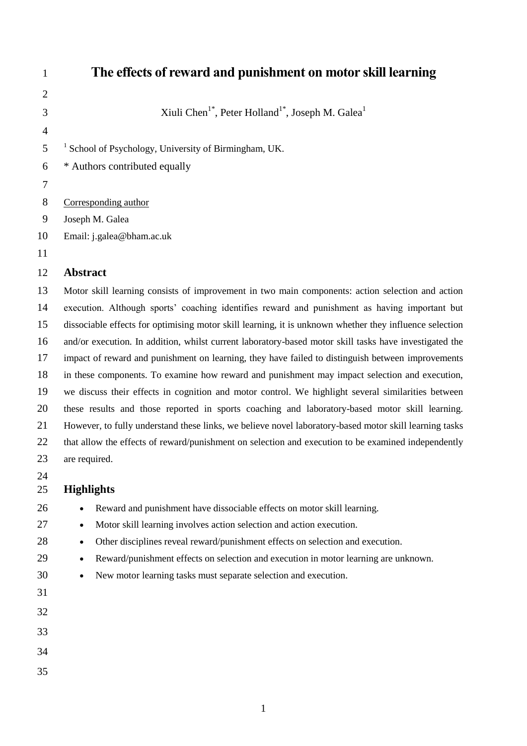# The effects of reward and punishment on motor skill learning

Xiuli Chen[1*], Peter Holland[1*], Joseph M. Galea[1]

[1] School of Psychology, University of Birmingham, UK.

* Authors contributed equally

Corresponding author

Joseph M. Galea

Email: j.galea@bham.ac.uk

## Abstract

Motor skill learning consists of improvement in two main components: action selection and action execution. Although sports' coaching identifies reward and punishment as having important but dissociable effects for optimising motor skill learning, it is unknown whether they influence selection and/or execution. In addition, whilst current laboratory-based motor skill tasks have investigated the impact of reward and punishment on learning, they have failed to distinguish between improvements in these components. To examine how reward and punishment may impact selection and execution, we discuss their effects in cognition and motor control. We highlight several similarities between these results and those reported in sports coaching and laboratory-based motor skill learning. However, to fully understand these links, we believe novel laboratory-based motor skill learning tasks that allow the effects of reward/punishment on selection and execution to be examined independently are required.

## Highlights

- Reward and punishment have dissociable effects on motor skill learning.
- Motor skill learning involves action selection and action execution.
- Other disciplines reveal reward/punishment effects on selection and execution.
- Reward/punishment effects on selection and execution in motor learning are unknown.
- New motor learning tasks must separate selection and execution.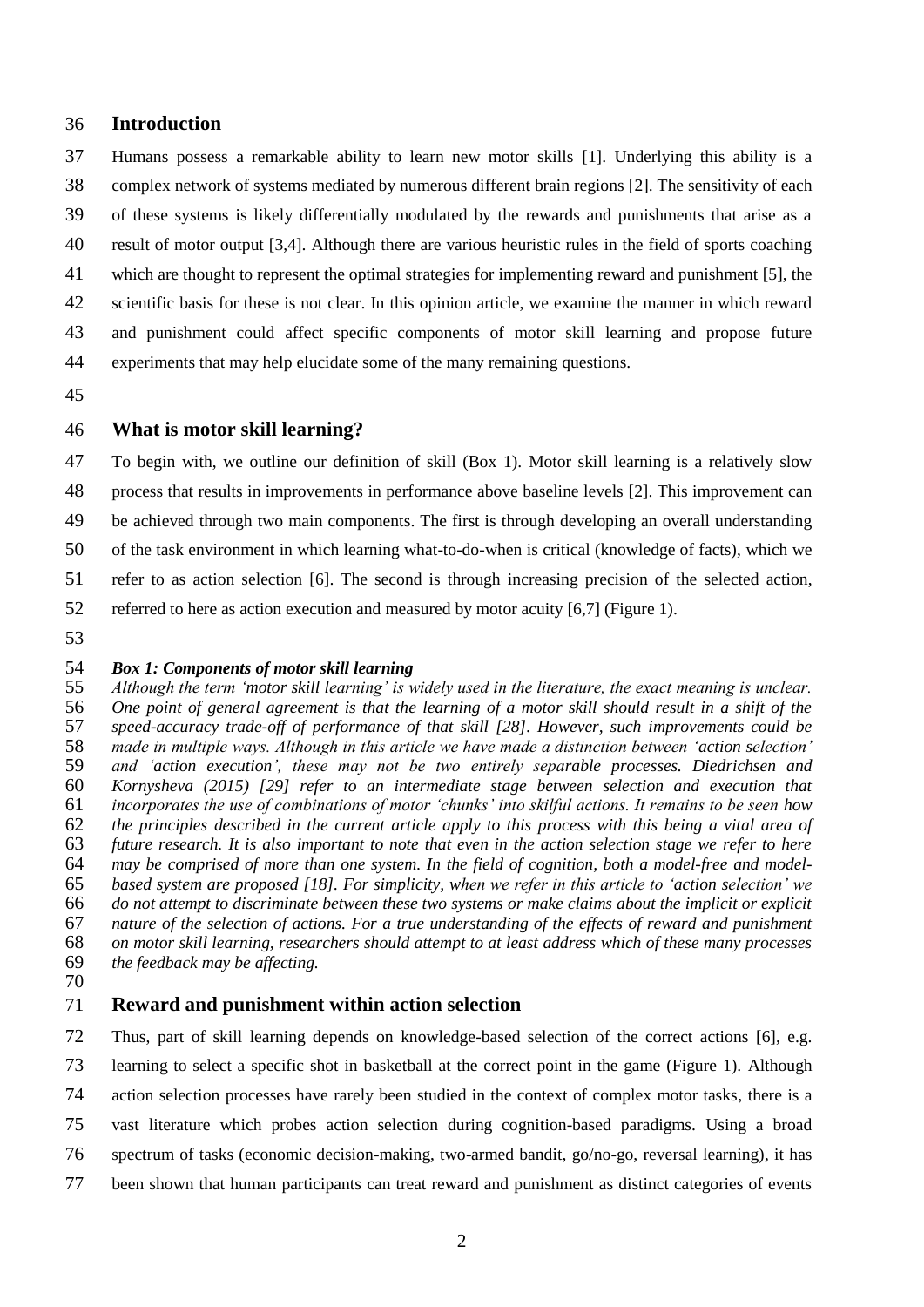## Introduction

Humans possess a remarkable ability to learn new motor skills [1]. Underlying this ability is a complex network of systems mediated by numerous different brain regions [2]. The sensitivity of each of these systems is likely differentially modulated by the rewards and punishments that arise as a result of motor output [3,4]. Although there are various heuristic rules in the field of sports coaching which are thought to represent the optimal strategies for implementing reward and punishment [5], the scientific basis for these is not clear. In this opinion article, we examine the manner in which reward and punishment could affect specific components of motor skill learning and propose future experiments that may help elucidate some of the many remaining questions.

## What is motor skill learning?

To begin with, we outline our definition of skill (Box 1). Motor skill learning is a relatively slow process that results in improvements in performance above baseline levels [2]. This improvement can be achieved through two main components. The first is through developing an overall understanding of the task environment in which learning what-to-do-when is critical (knowledge of facts), which we refer to as action selection [6]. The second is through increasing precision of the selected action, referred to here as action execution and measured by motor acuity [6,7] (Figure 1).

***Box 1: Components of motor skill learning***

*Although the term 'motor skill learning' is widely used in the literature, the exact meaning is unclear. One point of general agreement is that the learning of a motor skill should result in a shift of the speed-accuracy trade-off of performance of that skill [28]. However, such improvements could be made in multiple ways. Although in this article we have made a distinction between 'action selection' and 'action execution', these may not be two entirely separable processes. Diedrichsen and Kornysheva (2015) [29] refer to an intermediate stage between selection and execution that incorporates the use of combinations of motor 'chunks' into skilful actions. It remains to be seen how the principles described in the current article apply to this process with this being a vital area of future research. It is also important to note that even in the action selection stage we refer to here may be comprised of more than one system. In the field of cognition, both a model-free and model-based system are proposed [18]. For simplicity, when we refer in this article to 'action selection' we do not attempt to discriminate between these two systems or make claims about the implicit or explicit nature of the selection of actions. For a true understanding of the effects of reward and punishment on motor skill learning, researchers should attempt to at least address which of these many processes the feedback may be affecting.*

## Reward and punishment within action selection

Thus, part of skill learning depends on knowledge-based selection of the correct actions [6], e.g. learning to select a specific shot in basketball at the correct point in the game (Figure 1). Although action selection processes have rarely been studied in the context of complex motor tasks, there is a vast literature which probes action selection during cognition-based paradigms. Using a broad spectrum of tasks (economic decision-making, two-armed bandit, go/no-go, reversal learning), it has been shown that human participants can treat reward and punishment as distinct categories of events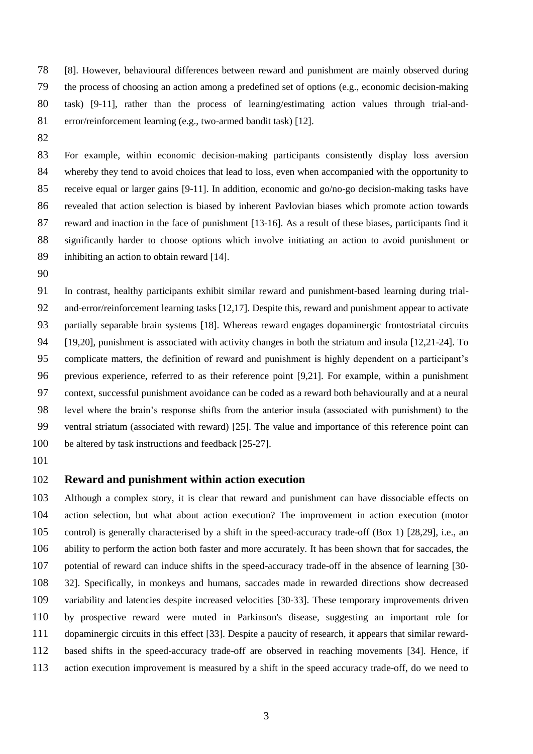[8]. However, behavioural differences between reward and punishment are mainly observed during the process of choosing an action among a predefined set of options (e.g., economic decision-making task) [9-11], rather than the process of learning/estimating action values through trial-and-error/reinforcement learning (e.g., two-armed bandit task) [12].

For example, within economic decision-making participants consistently display loss aversion whereby they tend to avoid choices that lead to loss, even when accompanied with the opportunity to receive equal or larger gains [9-11]. In addition, economic and go/no-go decision-making tasks have revealed that action selection is biased by inherent Pavlovian biases which promote action towards reward and inaction in the face of punishment [13-16]. As a result of these biases, participants find it significantly harder to choose options which involve initiating an action to avoid punishment or inhibiting an action to obtain reward [14].

In contrast, healthy participants exhibit similar reward and punishment-based learning during trial-and-error/reinforcement learning tasks [12,17]. Despite this, reward and punishment appear to activate partially separable brain systems [18]. Whereas reward engages dopaminergic frontostriatal circuits [19,20], punishment is associated with activity changes in both the striatum and insula [12,21-24]. To complicate matters, the definition of reward and punishment is highly dependent on a participant's previous experience, referred to as their reference point [9,21]. For example, within a punishment context, successful punishment avoidance can be coded as a reward both behaviourally and at a neural level where the brain's response shifts from the anterior insula (associated with punishment) to the ventral striatum (associated with reward) [25]. The value and importance of this reference point can be altered by task instructions and feedback [25-27].

## Reward and punishment within action execution

Although a complex story, it is clear that reward and punishment can have dissociable effects on action selection, but what about action execution? The improvement in action execution (motor control) is generally characterised by a shift in the speed-accuracy trade-off (Box 1) [28,29], i.e., an ability to perform the action both faster and more accurately. It has been shown that for saccades, the potential of reward can induce shifts in the speed-accuracy trade-off in the absence of learning [30-32]. Specifically, in monkeys and humans, saccades made in rewarded directions show decreased variability and latencies despite increased velocities [30-33]. These temporary improvements driven by prospective reward were muted in Parkinson's disease, suggesting an important role for dopaminergic circuits in this effect [33]. Despite a paucity of research, it appears that similar reward-based shifts in the speed-accuracy trade-off are observed in reaching movements [34]. Hence, if action execution improvement is measured by a shift in the speed accuracy trade-off, do we need to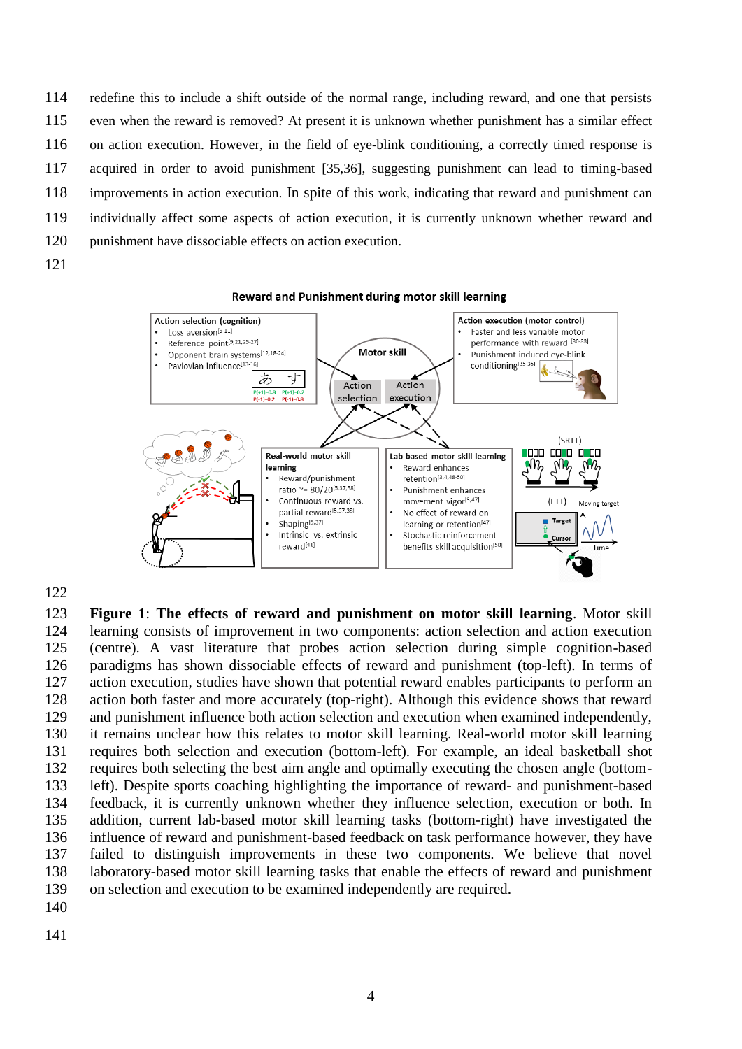redefine this to include a shift outside of the normal range, including reward, and one that persists even when the reward is removed? At present it is unknown whether punishment has a similar effect on action execution. However, in the field of eye-blink conditioning, a correctly timed response is acquired in order to avoid punishment [35,36], suggesting punishment can lead to timing-based improvements in action execution. In spite of this work, indicating that reward and punishment can individually affect some aspects of action execution, it is currently unknown whether reward and punishment have dissociable effects on action execution.

**Figure 1**: **The effects of reward and punishment on motor skill learning**. Motor skill learning consists of improvement in two components: action selection and action execution (centre). A vast literature that probes action selection during simple cognition-based paradigms has shown dissociable effects of reward and punishment (top-left). In terms of action execution, studies have shown that potential reward enables participants to perform an action both faster and more accurately (top-right). Although this evidence shows that reward and punishment influence both action selection and execution when examined independently, it remains unclear how this relates to motor skill learning. Real-world motor skill learning requires both selection and execution (bottom-left). For example, an ideal basketball shot requires both selecting the best aim angle and optimally executing the chosen angle (bottom-left). Despite sports coaching highlighting the importance of reward- and punishment-based feedback, it is currently unknown whether they influence selection, execution or both. In addition, current lab-based motor skill learning tasks (bottom-right) have investigated the influence of reward and punishment-based feedback on task performance however, they have failed to distinguish improvements in these two components. We believe that novel laboratory-based motor skill learning tasks that enable the effects of reward and punishment on selection and execution to be examined independently are required.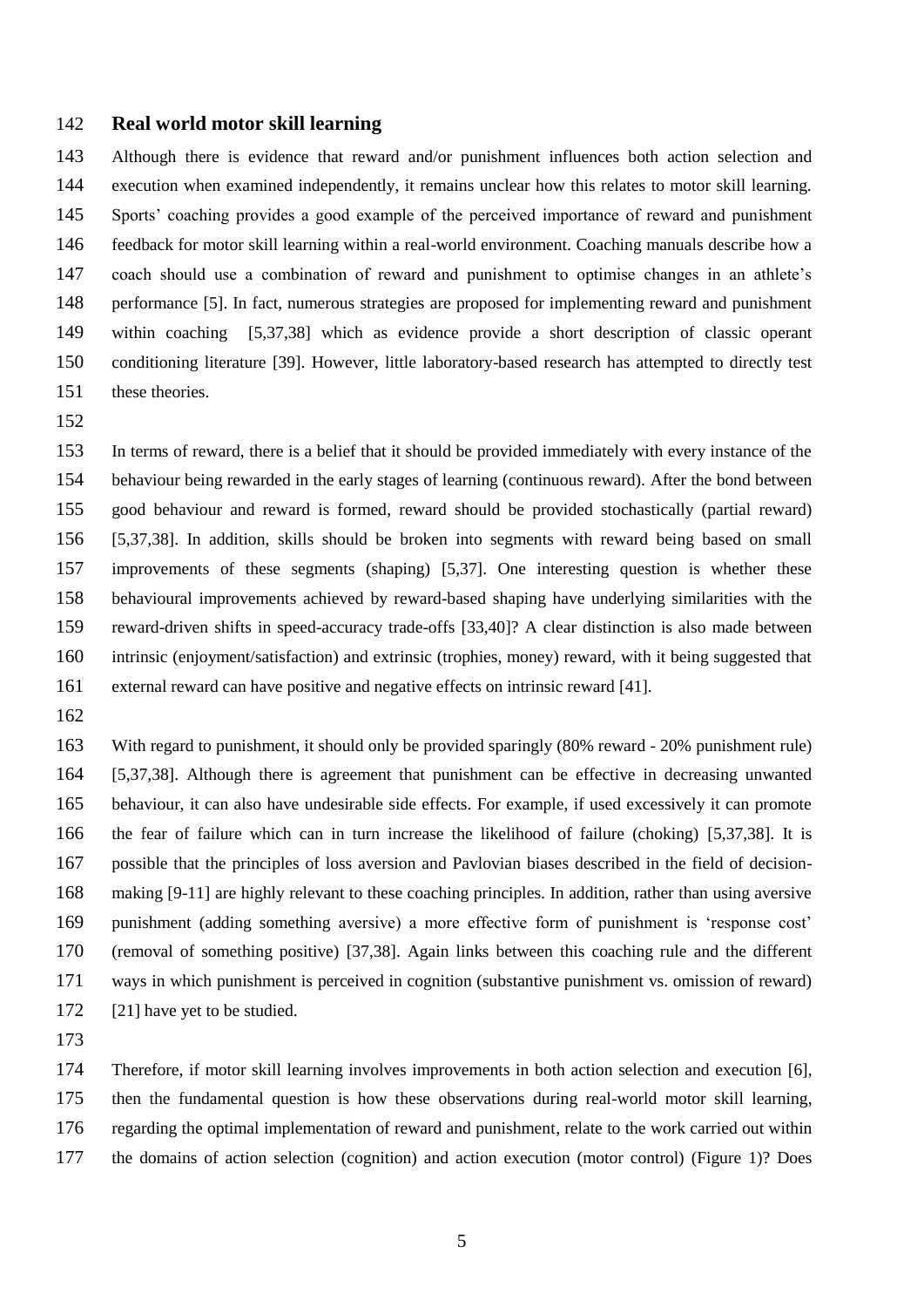## Real world motor skill learning

Although there is evidence that reward and/or punishment influences both action selection and execution when examined independently, it remains unclear how this relates to motor skill learning. Sports' coaching provides a good example of the perceived importance of reward and punishment feedback for motor skill learning within a real-world environment. Coaching manuals describe how a coach should use a combination of reward and punishment to optimise changes in an athlete's performance [5]. In fact, numerous strategies are proposed for implementing reward and punishment within coaching [5,37,38] which as evidence provide a short description of classic operant conditioning literature [39]. However, little laboratory-based research has attempted to directly test these theories.

In terms of reward, there is a belief that it should be provided immediately with every instance of the behaviour being rewarded in the early stages of learning (continuous reward). After the bond between good behaviour and reward is formed, reward should be provided stochastically (partial reward) [5,37,38]. In addition, skills should be broken into segments with reward being based on small improvements of these segments (shaping) [5,37]. One interesting question is whether these behavioural improvements achieved by reward-based shaping have underlying similarities with the reward-driven shifts in speed-accuracy trade-offs [33,40]? A clear distinction is also made between intrinsic (enjoyment/satisfaction) and extrinsic (trophies, money) reward, with it being suggested that external reward can have positive and negative effects on intrinsic reward [41].

With regard to punishment, it should only be provided sparingly (80% reward - 20% punishment rule) [5,37,38]. Although there is agreement that punishment can be effective in decreasing unwanted behaviour, it can also have undesirable side effects. For example, if used excessively it can promote the fear of failure which can in turn increase the likelihood of failure (choking) [5,37,38]. It is possible that the principles of loss aversion and Pavlovian biases described in the field of decision-making [9-11] are highly relevant to these coaching principles. In addition, rather than using aversive punishment (adding something aversive) a more effective form of punishment is 'response cost' (removal of something positive) [37,38]. Again links between this coaching rule and the different ways in which punishment is perceived in cognition (substantive punishment vs. omission of reward) [21] have yet to be studied.

Therefore, if motor skill learning involves improvements in both action selection and execution [6], then the fundamental question is how these observations during real-world motor skill learning, regarding the optimal implementation of reward and punishment, relate to the work carried out within the domains of action selection (cognition) and action execution (motor control) (Figure 1)? Does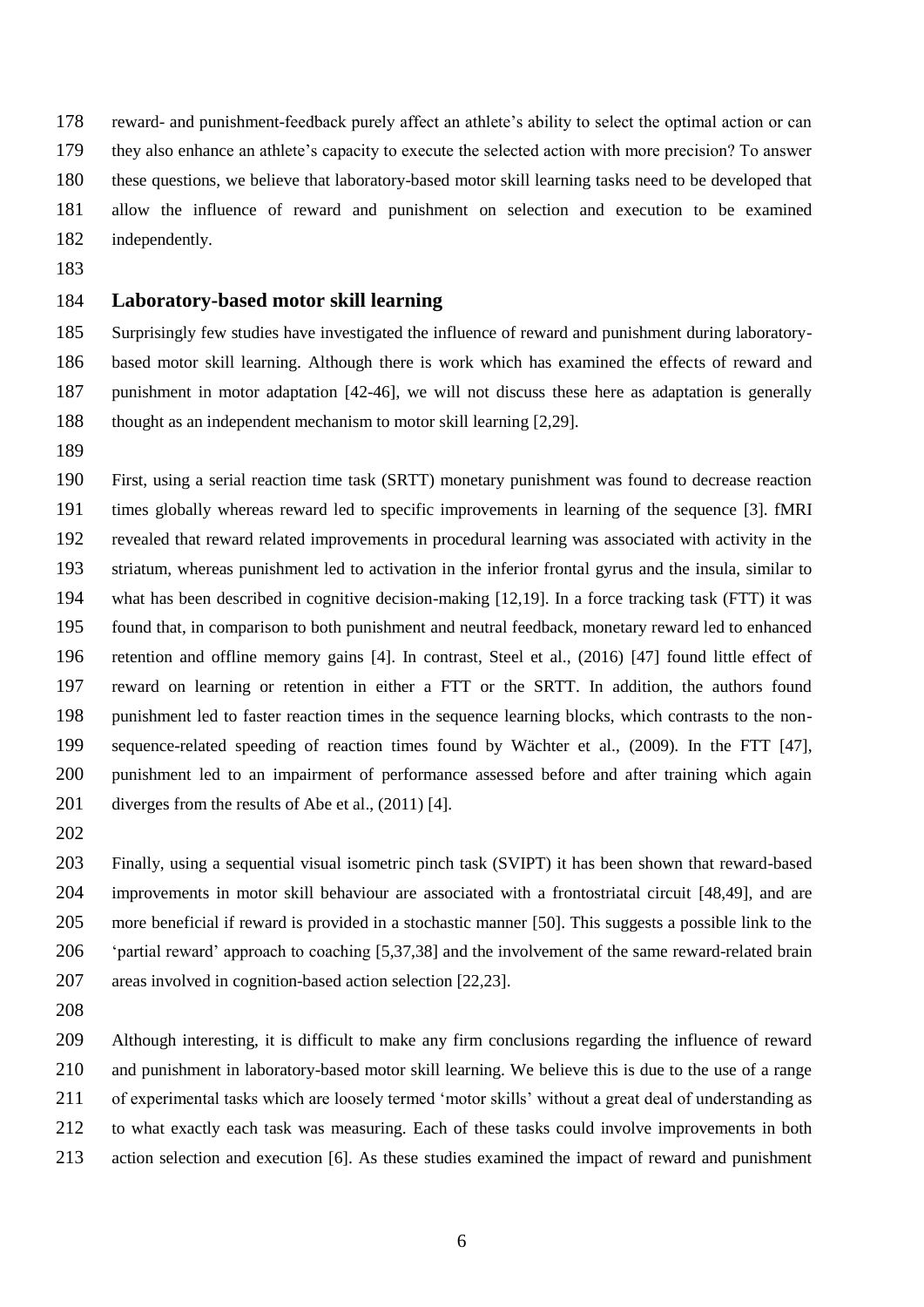reward- and punishment-feedback purely affect an athlete's ability to select the optimal action or can they also enhance an athlete's capacity to execute the selected action with more precision? To answer these questions, we believe that laboratory-based motor skill learning tasks need to be developed that allow the influence of reward and punishment on selection and execution to be examined independently.

## Laboratory-based motor skill learning

Surprisingly few studies have investigated the influence of reward and punishment during laboratory-based motor skill learning. Although there is work which has examined the effects of reward and punishment in motor adaptation [42-46], we will not discuss these here as adaptation is generally thought as an independent mechanism to motor skill learning [2,29].

First, using a serial reaction time task (SRTT) monetary punishment was found to decrease reaction times globally whereas reward led to specific improvements in learning of the sequence [3]. fMRI revealed that reward related improvements in procedural learning was associated with activity in the striatum, whereas punishment led to activation in the inferior frontal gyrus and the insula, similar to what has been described in cognitive decision-making [12,19]. In a force tracking task (FTT) it was found that, in comparison to both punishment and neutral feedback, monetary reward led to enhanced retention and offline memory gains [4]. In contrast, Steel et al., (2016) [47] found little effect of reward on learning or retention in either a FTT or the SRTT. In addition, the authors found punishment led to faster reaction times in the sequence learning blocks, which contrasts to the non-sequence-related speeding of reaction times found by Wächter et al., (2009). In the FTT [47], punishment led to an impairment of performance assessed before and after training which again diverges from the results of Abe et al., (2011) [4].

Finally, using a sequential visual isometric pinch task (SVIPT) it has been shown that reward-based improvements in motor skill behaviour are associated with a frontostriatal circuit [48,49], and are more beneficial if reward is provided in a stochastic manner [50]. This suggests a possible link to the 'partial reward' approach to coaching [5,37,38] and the involvement of the same reward-related brain areas involved in cognition-based action selection [22,23].

Although interesting, it is difficult to make any firm conclusions regarding the influence of reward and punishment in laboratory-based motor skill learning. We believe this is due to the use of a range of experimental tasks which are loosely termed 'motor skills' without a great deal of understanding as to what exactly each task was measuring. Each of these tasks could involve improvements in both action selection and execution [6]. As these studies examined the impact of reward and punishment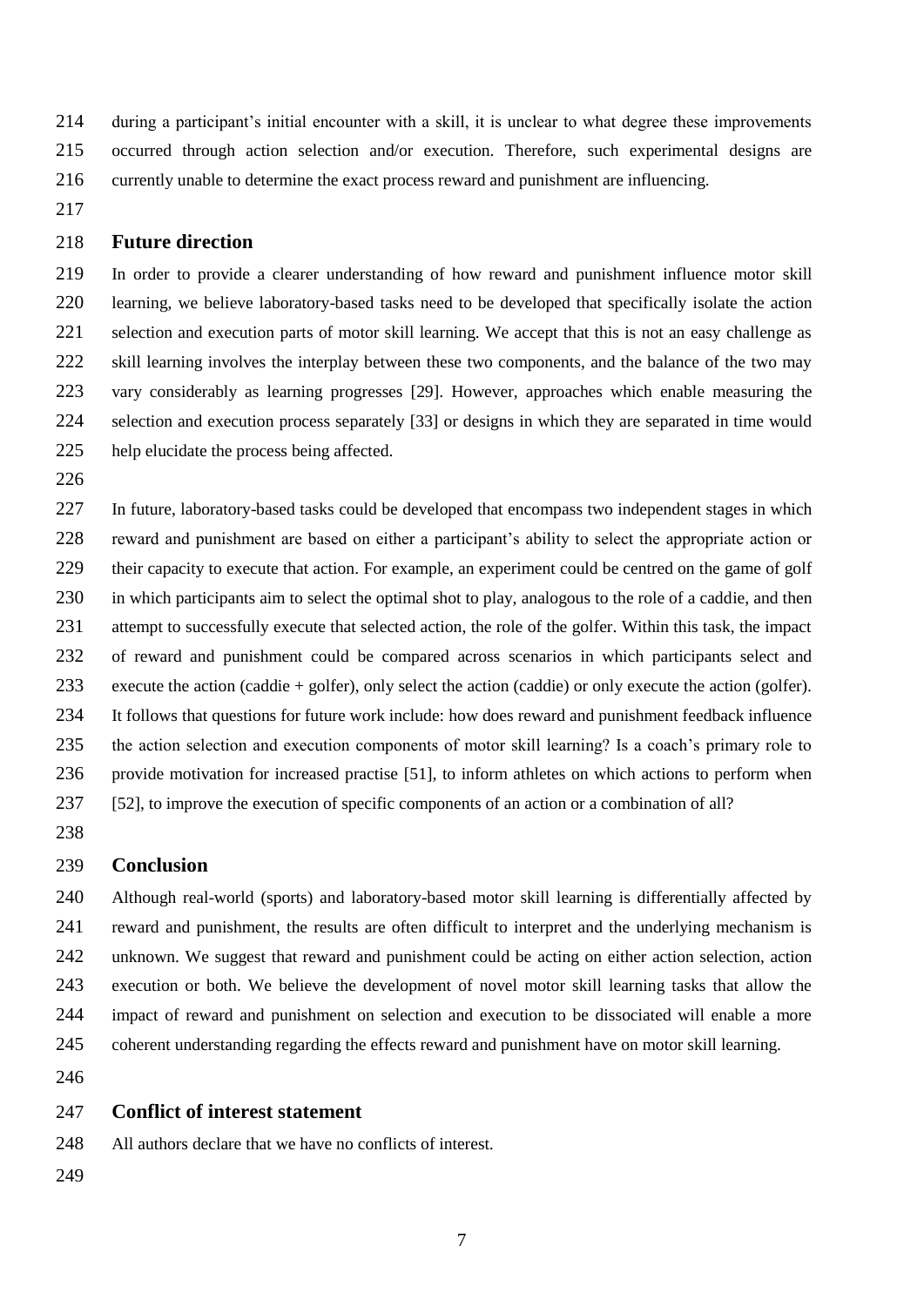during a participant's initial encounter with a skill, it is unclear to what degree these improvements occurred through action selection and/or execution. Therefore, such experimental designs are currently unable to determine the exact process reward and punishment are influencing.

## Future direction

In order to provide a clearer understanding of how reward and punishment influence motor skill learning, we believe laboratory-based tasks need to be developed that specifically isolate the action selection and execution parts of motor skill learning. We accept that this is not an easy challenge as skill learning involves the interplay between these two components, and the balance of the two may vary considerably as learning progresses [29]. However, approaches which enable measuring the selection and execution process separately [33] or designs in which they are separated in time would help elucidate the process being affected.

In future, laboratory-based tasks could be developed that encompass two independent stages in which reward and punishment are based on either a participant's ability to select the appropriate action or their capacity to execute that action. For example, an experiment could be centred on the game of golf in which participants aim to select the optimal shot to play, analogous to the role of a caddie, and then attempt to successfully execute that selected action, the role of the golfer. Within this task, the impact of reward and punishment could be compared across scenarios in which participants select and execute the action (caddie + golfer), only select the action (caddie) or only execute the action (golfer). It follows that questions for future work include: how does reward and punishment feedback influence the action selection and execution components of motor skill learning? Is a coach's primary role to provide motivation for increased practise [51], to inform athletes on which actions to perform when [52], to improve the execution of specific components of an action or a combination of all?

## Conclusion

Although real-world (sports) and laboratory-based motor skill learning is differentially affected by reward and punishment, the results are often difficult to interpret and the underlying mechanism is unknown. We suggest that reward and punishment could be acting on either action selection, action execution or both. We believe the development of novel motor skill learning tasks that allow the impact of reward and punishment on selection and execution to be dissociated will enable a more coherent understanding regarding the effects reward and punishment have on motor skill learning.

## Conflict of interest statement

All authors declare that we have no conflicts of interest.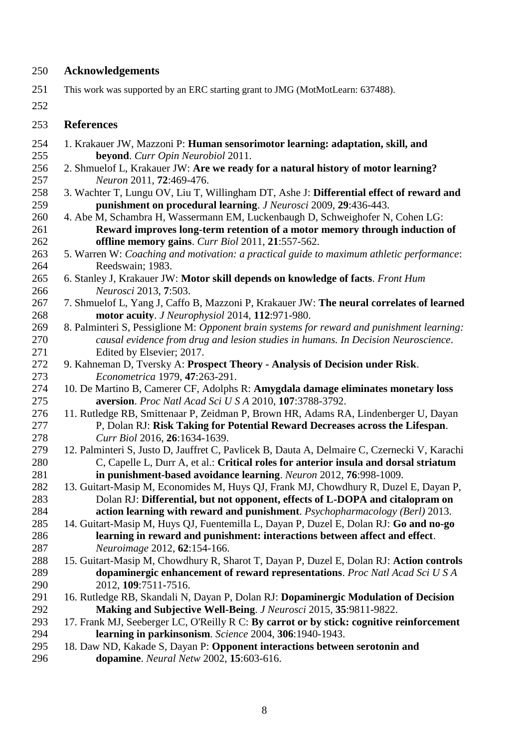## Acknowledgements

This work was supported by an ERC starting grant to JMG (MotMotLearn: 637488).

## References

1. Krakauer JW, Mazzoni P: **Human sensorimotor learning: adaptation, skill, and beyond**. *Curr Opin Neurobiol* 2011.
2. Shmuelof L, Krakauer JW: **Are we ready for a natural history of motor learning?** *Neuron* 2011, **72**:469-476.
3. Wachter T, Lungu OV, Liu T, Willingham DT, Ashe J: **Differential effect of reward and punishment on procedural learning**. *J Neurosci* 2009, **29**:436-443.
4. Abe M, Schambra H, Wassermann EM, Luckenbaugh D, Schweighofer N, Cohen LG: **Reward improves long-term retention of a motor memory through induction of offline memory gains**. *Curr Biol* 2011, **21**:557-562.
5. Warren W: *Coaching and motivation: a practical guide to maximum athletic performance*: Reedswain; 1983.
6. Stanley J, Krakauer JW: **Motor skill depends on knowledge of facts**. *Front Hum Neurosci* 2013, **7**:503.
7. Shmuelof L, Yang J, Caffo B, Mazzoni P, Krakauer JW: **The neural correlates of learned motor acuity**. *J Neurophysiol* 2014, **112**:971-980.
8. Palminteri S, Pessiglione M: *Opponent brain systems for reward and punishment learning: causal evidence from drug and lesion studies in humans. In Decision Neuroscience*. Edited by Elsevier; 2017.
9. Kahneman D, Tversky A: **Prospect Theory - Analysis of Decision under Risk**. *Econometrica* 1979, **47**:263-291.
10. De Martino B, Camerer CF, Adolphs R: **Amygdala damage eliminates monetary loss aversion**. *Proc Natl Acad Sci U S A* 2010, **107**:3788-3792.
11. Rutledge RB, Smittenaar P, Zeidman P, Brown HR, Adams RA, Lindenberger U, Dayan P, Dolan RJ: **Risk Taking for Potential Reward Decreases across the Lifespan**. *Curr Biol* 2016, **26**:1634-1639.
12. Palminteri S, Justo D, Jauffret C, Pavlicek B, Dauta A, Delmaire C, Czernecki V, Karachi C, Capelle L, Durr A, et al.: **Critical roles for anterior insula and dorsal striatum in punishment-based avoidance learning**. *Neuron* 2012, **76**:998-1009.
13. Guitart-Masip M, Economides M, Huys QJ, Frank MJ, Chowdhury R, Duzel E, Dayan P, Dolan RJ: **Differential, but not opponent, effects of L-DOPA and citalopram on action learning with reward and punishment**. *Psychopharmacology (Berl)* 2013.
14. Guitart-Masip M, Huys QJ, Fuentemilla L, Dayan P, Duzel E, Dolan RJ: **Go and no-go learning in reward and punishment: interactions between affect and effect**. *Neuroimage* 2012, **62**:154-166.
15. Guitart-Masip M, Chowdhury R, Sharot T, Dayan P, Duzel E, Dolan RJ: **Action controls dopaminergic enhancement of reward representations**. *Proc Natl Acad Sci U S A* 2012, **109**:7511-7516.
16. Rutledge RB, Skandali N, Dayan P, Dolan RJ: **Dopaminergic Modulation of Decision Making and Subjective Well-Being**. *J Neurosci* 2015, **35**:9811-9822.
17. Frank MJ, Seeberger LC, O'Reilly R C: **By carrot or by stick: cognitive reinforcement learning in parkinsonism**. *Science* 2004, **306**:1940-1943.
18. Daw ND, Kakade S, Dayan P: **Opponent interactions between serotonin and dopamine**. *Neural Netw* 2002, **15**:603-616.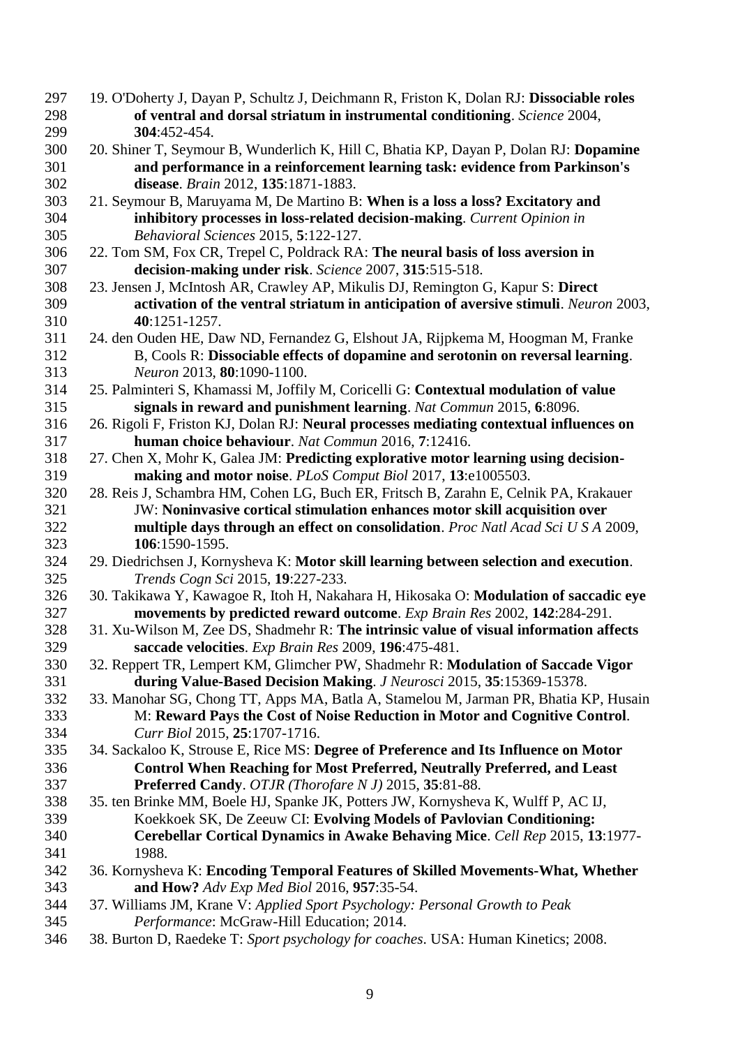19. O'Doherty J, Dayan P, Schultz J, Deichmann R, Friston K, Dolan RJ: **Dissociable roles of ventral and dorsal striatum in instrumental conditioning**. *Science* 2004, **304**:452-454.
20. Shiner T, Seymour B, Wunderlich K, Hill C, Bhatia KP, Dayan P, Dolan RJ: **Dopamine and performance in a reinforcement learning task: evidence from Parkinson's disease**. *Brain* 2012, **135**:1871-1883.
21. Seymour B, Maruyama M, De Martino B: **When is a loss a loss? Excitatory and inhibitory processes in loss-related decision-making**. *Current Opinion in Behavioral Sciences* 2015, **5**:122-127.
22. Tom SM, Fox CR, Trepel C, Poldrack RA: **The neural basis of loss aversion in decision-making under risk**. *Science* 2007, **315**:515-518.
23. Jensen J, McIntosh AR, Crawley AP, Mikulis DJ, Remington G, Kapur S: **Direct activation of the ventral striatum in anticipation of aversive stimuli**. *Neuron* 2003, **40**:1251-1257.
24. den Ouden HE, Daw ND, Fernandez G, Elshout JA, Rijpkema M, Hoogman M, Franke B, Cools R: **Dissociable effects of dopamine and serotonin on reversal learning**. *Neuron* 2013, **80**:1090-1100.
25. Palminteri S, Khamassi M, Joffily M, Coricelli G: **Contextual modulation of value signals in reward and punishment learning**. *Nat Commun* 2015, **6**:8096.
26. Rigoli F, Friston KJ, Dolan RJ: **Neural processes mediating contextual influences on human choice behaviour**. *Nat Commun* 2016, **7**:12416.
27. Chen X, Mohr K, Galea JM: **Predicting explorative motor learning using decision-making and motor noise**. *PLoS Comput Biol* 2017, **13**:e1005503.
28. Reis J, Schambra HM, Cohen LG, Buch ER, Fritsch B, Zarahn E, Celnik PA, Krakauer JW: **Noninvasive cortical stimulation enhances motor skill acquisition over multiple days through an effect on consolidation**. *Proc Natl Acad Sci U S A* 2009, **106**:1590-1595.
29. Diedrichsen J, Kornysheva K: **Motor skill learning between selection and execution**. *Trends Cogn Sci* 2015, **19**:227-233.
30. Takikawa Y, Kawagoe R, Itoh H, Nakahara H, Hikosaka O: **Modulation of saccadic eye movements by predicted reward outcome**. *Exp Brain Res* 2002, **142**:284-291.
31. Xu-Wilson M, Zee DS, Shadmehr R: **The intrinsic value of visual information affects saccade velocities**. *Exp Brain Res* 2009, **196**:475-481.
32. Reppert TR, Lempert KM, Glimcher PW, Shadmehr R: **Modulation of Saccade Vigor during Value-Based Decision Making**. *J Neurosci* 2015, **35**:15369-15378.
33. Manohar SG, Chong TT, Apps MA, Batla A, Stamelou M, Jarman PR, Bhatia KP, Husain M: **Reward Pays the Cost of Noise Reduction in Motor and Cognitive Control**. *Curr Biol* 2015, **25**:1707-1716.
34. Sackaloo K, Strouse E, Rice MS: **Degree of Preference and Its Influence on Motor Control When Reaching for Most Preferred, Neutrally Preferred, and Least Preferred Candy**. *OTJR (Thorofare N J)* 2015, **35**:81-88.
35. ten Brinke MM, Boele HJ, Spanke JK, Potters JW, Kornysheva K, Wulff P, AC IJ, Koekkoek SK, De Zeeuw CI: **Evolving Models of Pavlovian Conditioning: Cerebellar Cortical Dynamics in Awake Behaving Mice**. *Cell Rep* 2015, **13**:1977-1988.
36. Kornysheva K: **Encoding Temporal Features of Skilled Movements-What, Whether and How?** *Adv Exp Med Biol* 2016, **957**:35-54.
37. Williams JM, Krane V: *Applied Sport Psychology: Personal Growth to Peak Performance*: McGraw-Hill Education; 2014.
38. Burton D, Raedeke T: *Sport psychology for coaches*. USA: Human Kinetics; 2008.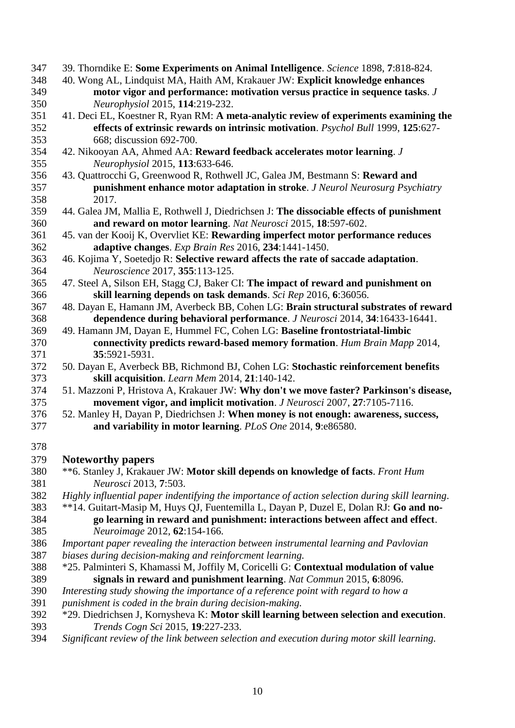39. Thorndike E: **Some Experiments on Animal Intelligence**. *Science* 1898, **7**:818-824.

40. Wong AL, Lindquist MA, Haith AM, Krakauer JW: **Explicit knowledge enhances motor vigor and performance: motivation versus practice in sequence tasks**. *J Neurophysiol* 2015, **114**:219-232.

41. Deci EL, Koestner R, Ryan RM: **A meta-analytic review of experiments examining the effects of extrinsic rewards on intrinsic motivation**. *Psychol Bull* 1999, **125**:627-668; discussion 692-700.

42. Nikooyan AA, Ahmed AA: **Reward feedback accelerates motor learning**. *J Neurophysiol* 2015, **113**:633-646.

43. Quattrocchi G, Greenwood R, Rothwell JC, Galea JM, Bestmann S: **Reward and punishment enhance motor adaptation in stroke**. *J Neurol Neurosurg Psychiatry* 2017.

44. Galea JM, Mallia E, Rothwell J, Diedrichsen J: **The dissociable effects of punishment and reward on motor learning**. *Nat Neurosci* 2015, **18**:597-602.

45. van der Kooij K, Overvliet KE: **Rewarding imperfect motor performance reduces adaptive changes**. *Exp Brain Res* 2016, **234**:1441-1450.

46. Kojima Y, Soetedjo R: **Selective reward affects the rate of saccade adaptation**. *Neuroscience* 2017, **355**:113-125.

47. Steel A, Silson EH, Stagg CJ, Baker CI: **The impact of reward and punishment on skill learning depends on task demands**. *Sci Rep* 2016, **6**:36056.

48. Dayan E, Hamann JM, Averbeck BB, Cohen LG: **Brain structural substrates of reward dependence during behavioral performance**. *J Neurosci* 2014, **34**:16433-16441.

49. Hamann JM, Dayan E, Hummel FC, Cohen LG: **Baseline frontostriatal-limbic connectivity predicts reward-based memory formation**. *Hum Brain Mapp* 2014, **35**:5921-5931.

50. Dayan E, Averbeck BB, Richmond BJ, Cohen LG: **Stochastic reinforcement benefits skill acquisition**. *Learn Mem* 2014, **21**:140-142.

51. Mazzoni P, Hristova A, Krakauer JW: **Why don't we move faster? Parkinson's disease, movement vigor, and implicit motivation**. *J Neurosci* 2007, **27**:7105-7116.

52. Manley H, Dayan P, Diedrichsen J: **When money is not enough: awareness, success, and variability in motor learning**. *PLoS One* 2014, **9**:e86580.

## Noteworthy papers

**6. Stanley J, Krakauer JW: **Motor skill depends on knowledge of facts**. *Front Hum Neurosci* 2013, **7**:503.

*Highly influential paper indentifying the importance of action selection during skill learning.*

**14. Guitart-Masip M, Huys QJ, Fuentemilla L, Dayan P, Duzel E, Dolan RJ: **Go and no-go learning in reward and punishment: interactions between affect and effect**. *Neuroimage* 2012, **62**:154-166.

*Important paper revealing the interaction between instrumental learning and Pavlovian biases during decision-making and reinforcment learning.*

*25. Palminteri S, Khamassi M, Joffily M, Coricelli G: **Contextual modulation of value signals in reward and punishment learning**. *Nat Commun* 2015, **6**:8096.

*Interesting study showing the importance of a reference point with regard to how a punishment is coded in the brain during decision-making.*

*29. Diedrichsen J, Kornysheva K: **Motor skill learning between selection and execution**. *Trends Cogn Sci* 2015, **19**:227-233.

*Significant review of the link between selection and execution during motor skill learning.*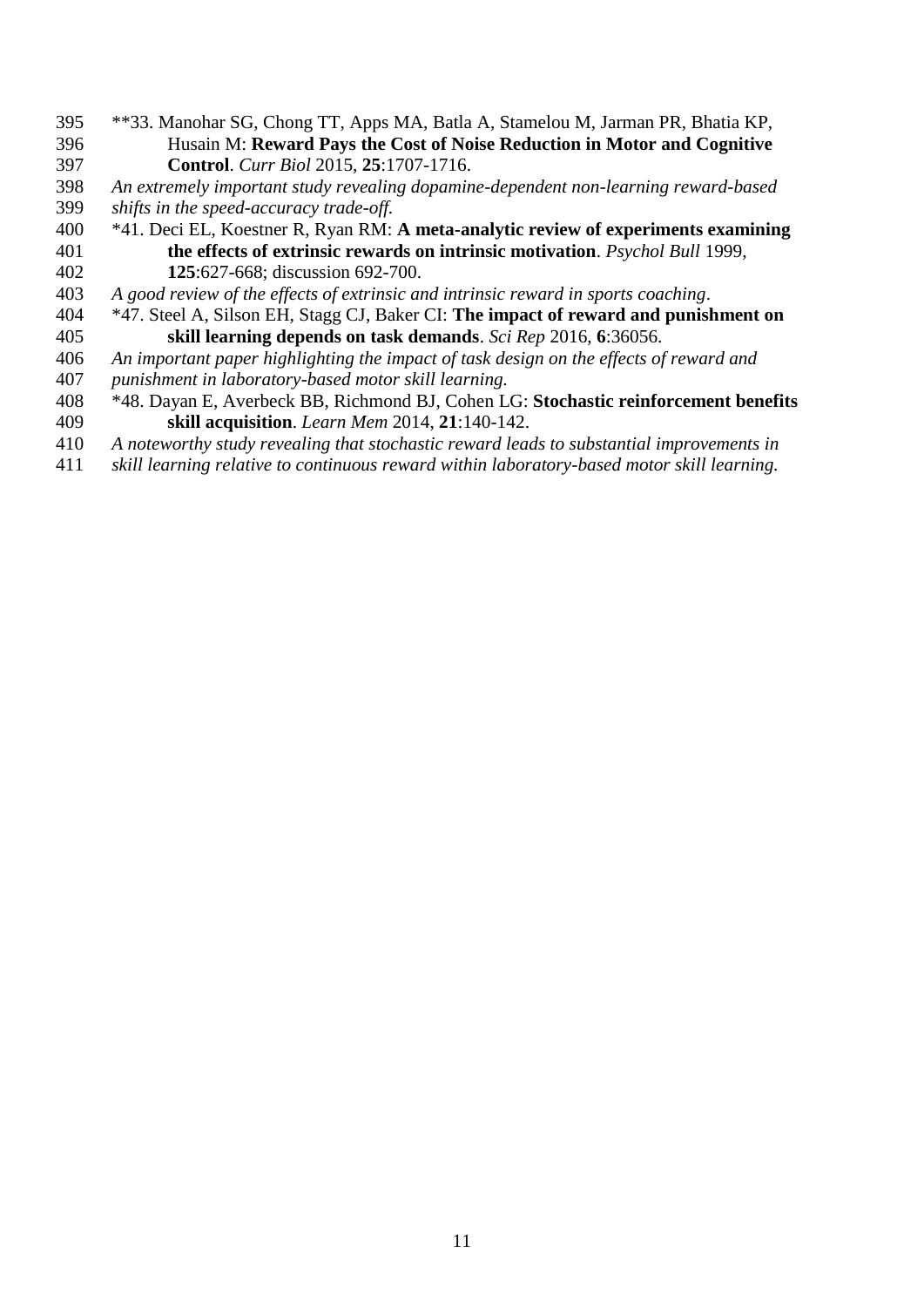**33. Manohar SG, Chong TT, Apps MA, Batla A, Stamelou M, Jarman PR, Bhatia KP, Husain M: **Reward Pays the Cost of Noise Reduction in Motor and Cognitive Control**. *Curr Biol* 2015, **25**:1707-1716.

*An extremely important study revealing dopamine-dependent non-learning reward-based shifts in the speed-accuracy trade-off.*

*41. Deci EL, Koestner R, Ryan RM: **A meta-analytic review of experiments examining the effects of extrinsic rewards on intrinsic motivation**. *Psychol Bull* 1999, **125**:627-668; discussion 692-700.

*A good review of the effects of extrinsic and intrinsic reward in sports coaching*.

*47. Steel A, Silson EH, Stagg CJ, Baker CI: **The impact of reward and punishment on skill learning depends on task demands**. *Sci Rep* 2016, **6**:36056.

*An important paper highlighting the impact of task design on the effects of reward and punishment in laboratory-based motor skill learning.*

*48. Dayan E, Averbeck BB, Richmond BJ, Cohen LG: **Stochastic reinforcement benefits skill acquisition**. *Learn Mem* 2014, **21**:140-142.

*A noteworthy study revealing that stochastic reward leads to substantial improvements in skill learning relative to continuous reward within laboratory-based motor skill learning.*